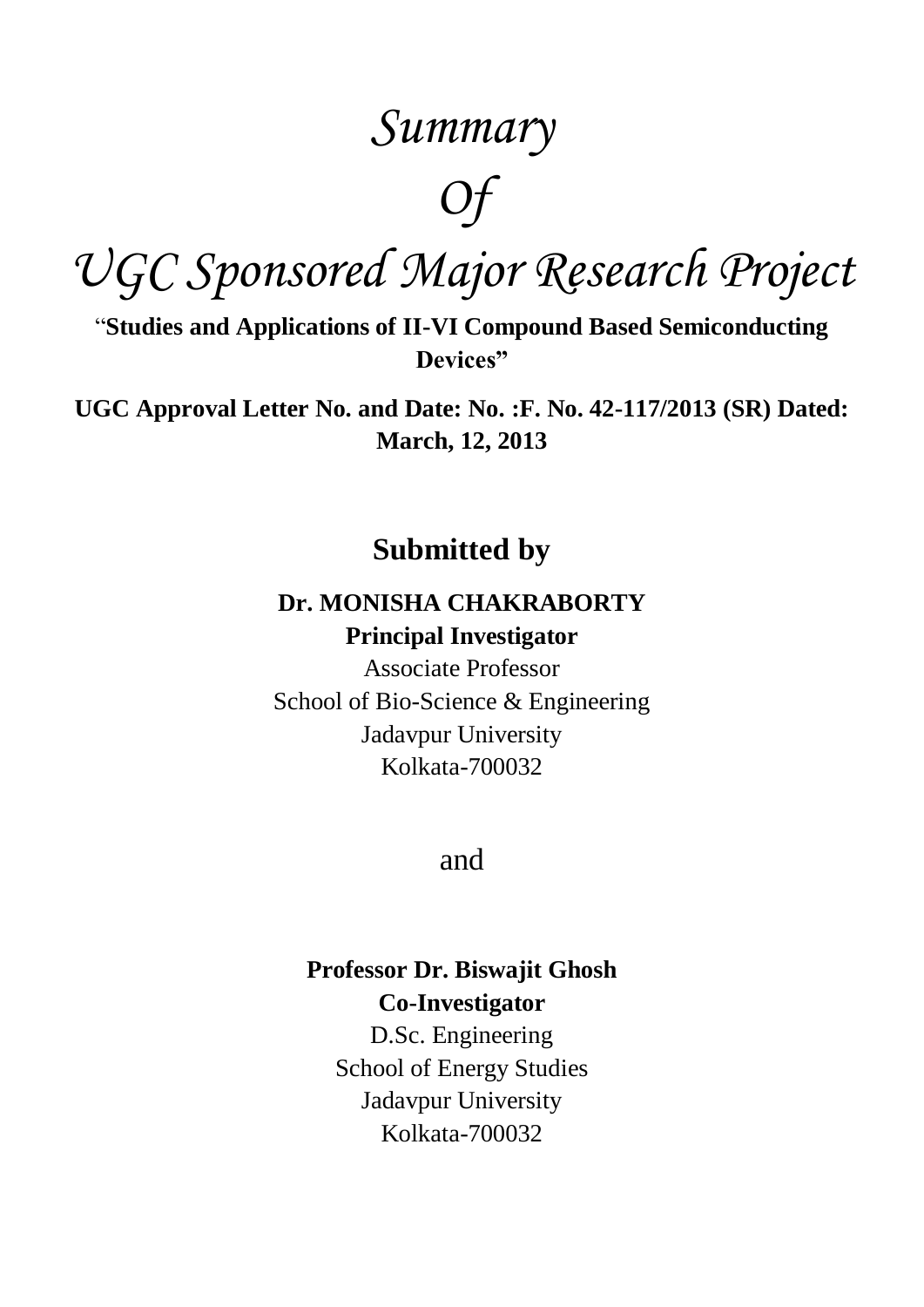# *Summary*

# *Of*

# *UGC Sponsored Major Research Project*

**"Studies and Applications of II-VI Compound Based Semiconducting Devices"**

**UGC Approval Letter No. and Date: No. :F. No. 42-117/2013 (SR) Dated: March, 12, 2013**

## Submitted by

**Dr. MONISHA CHAKRABORTY**
**Principal Investigator**
Associate Professor
School of Bio-Science & Engineering
Jadavpur University
Kolkata-700032

and

**Professor Dr. Biswajit Ghosh**
**Co-Investigator**
D.Sc. Engineering
School of Energy Studies
Jadavpur University
Kolkata-700032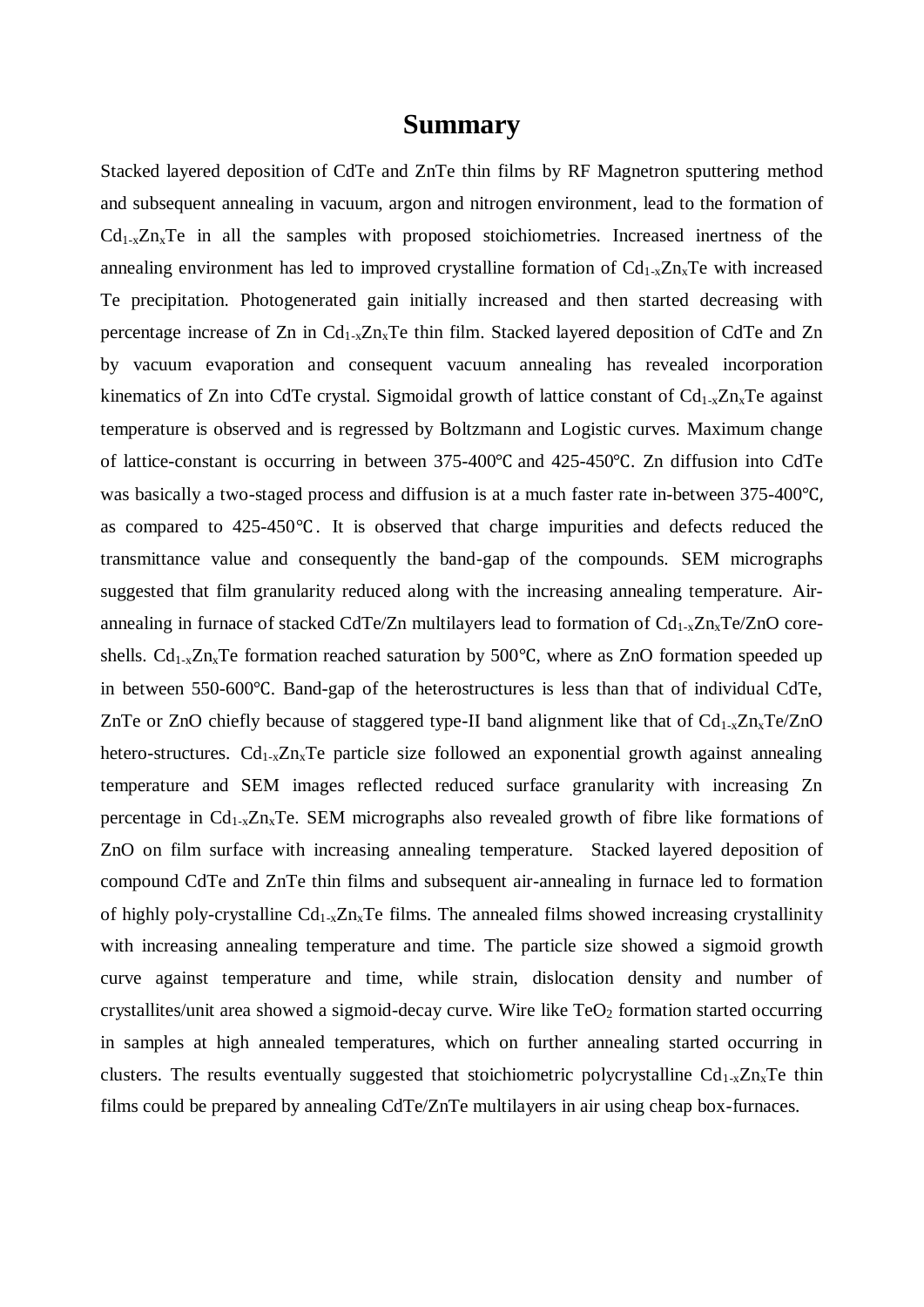# Summary

Stacked layered deposition of CdTe and ZnTe thin films by RF Magnetron sputtering method and subsequent annealing in vacuum, argon and nitrogen environment, lead to the formation of $Cd_{1-x}Zn_xTe$ in all the samples with proposed stoichiometries. Increased inertness of the annealing environment has led to improved crystalline formation of $Cd_{1-x}Zn_xTe$ with increased Te precipitation. Photogenerated gain initially increased and then started decreasing with percentage increase of Zn in $Cd_{1-x}Zn_xTe$ thin film. Stacked layered deposition of CdTe and Zn by vacuum evaporation and consequent vacuum annealing has revealed incorporation kinematics of Zn into CdTe crystal. Sigmoidal growth of lattice constant of $Cd_{1-x}Zn_xTe$ against temperature is observed and is regressed by Boltzmann and Logistic curves. Maximum change of lattice-constant is occurring in between 375-400℃ and 425-450℃. Zn diffusion into CdTe was basically a two-staged process and diffusion is at a much faster rate in-between 375-400℃, as compared to 425-450℃. It is observed that charge impurities and defects reduced the transmittance value and consequently the band-gap of the compounds. SEM micrographs suggested that film granularity reduced along with the increasing annealing temperature. Air-annealing in furnace of stacked CdTe/Zn multilayers lead to formation of $Cd_{1-x}Zn_xTe$/ZnO core-shells. $Cd_{1-x}Zn_xTe$ formation reached saturation by 500℃, where as ZnO formation speeded up in between 550-600℃. Band-gap of the heterostructures is less than that of individual CdTe, ZnTe or ZnO chiefly because of staggered type-II band alignment like that of $Cd_{1-x}Zn_xTe$/ZnO hetero-structures. $Cd_{1-x}Zn_xTe$ particle size followed an exponential growth against annealing temperature and SEM images reflected reduced surface granularity with increasing Zn percentage in $Cd_{1-x}Zn_xTe$. SEM micrographs also revealed growth of fibre like formations of ZnO on film surface with increasing annealing temperature. Stacked layered deposition of compound CdTe and ZnTe thin films and subsequent air-annealing in furnace led to formation of highly poly-crystalline $Cd_{1-x}Zn_xTe$ films. The annealed films showed increasing crystallinity with increasing annealing temperature and time. The particle size showed a sigmoid growth curve against temperature and time, while strain, dislocation density and number of crystallites/unit area showed a sigmoid-decay curve. Wire like $TeO_2$ formation started occurring in samples at high annealed temperatures, which on further annealing started occurring in clusters. The results eventually suggested that stoichiometric polycrystalline $Cd_{1-x}Zn_xTe$ thin films could be prepared by annealing CdTe/ZnTe multilayers in air using cheap box-furnaces.